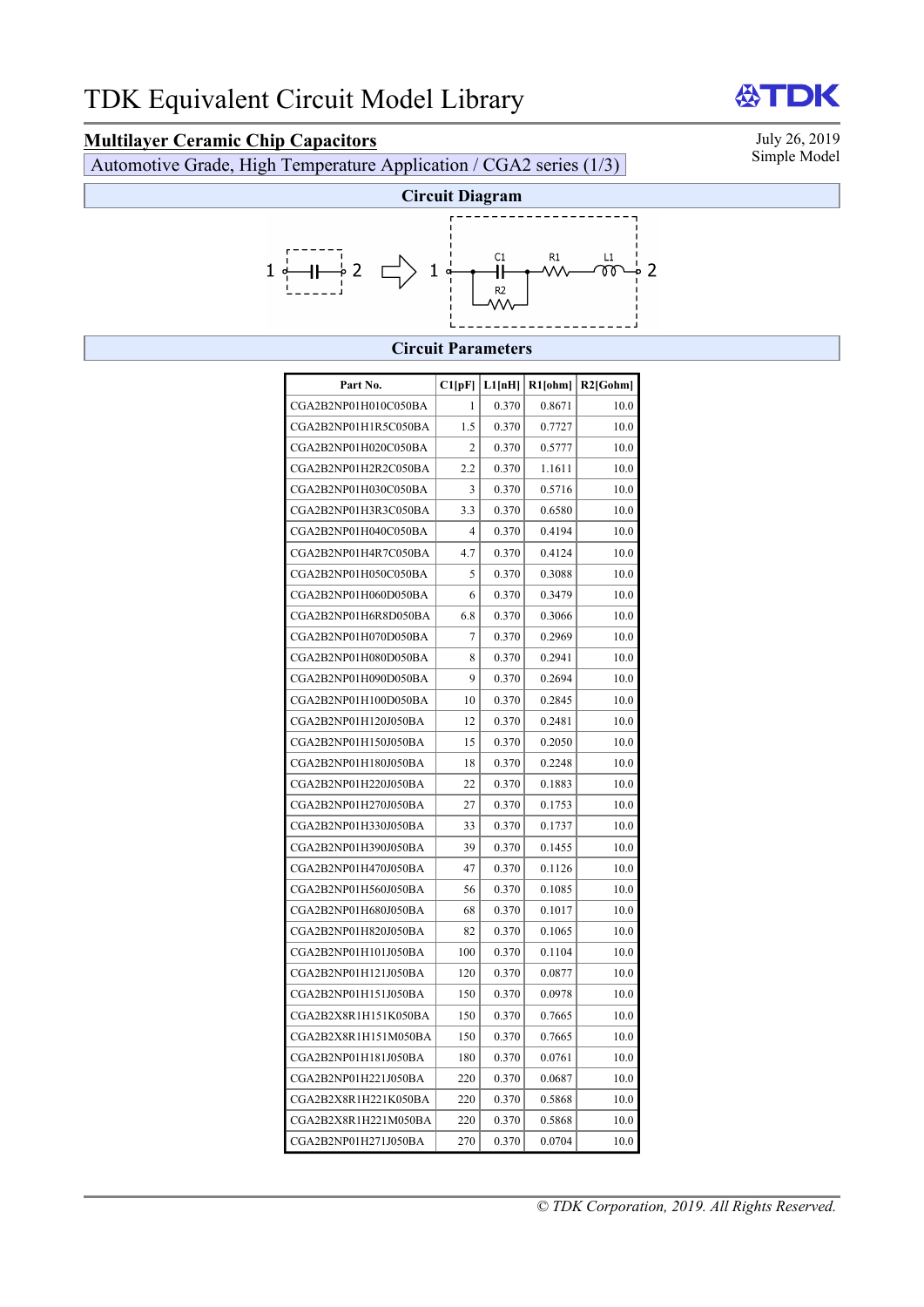# TDK Equivalent Circuit Model Library

## Multilayer Ceramic Chip Capacitors

Automotive Grade, High Temperature Application / CGA2 series (1/3)

July 26, 2019
Simple Model

### Circuit Diagram

1 —||— 2 ⇨ 1 — C1 — R1 — L1 — 2 (R2 in parallel with C1)

### Circuit Parameters

| Part No. | C1[pF] | L1[nH] | R1[ohm] | R2[Gohm] |
|---|---|---|---|---|
| CGA2B2NP01H010C050BA | 1 | 0.370 | 0.8671 | 10.0 |
| CGA2B2NP01H1R5C050BA | 1.5 | 0.370 | 0.7727 | 10.0 |
| CGA2B2NP01H020C050BA | 2 | 0.370 | 0.5777 | 10.0 |
| CGA2B2NP01H2R2C050BA | 2.2 | 0.370 | 1.1611 | 10.0 |
| CGA2B2NP01H030C050BA | 3 | 0.370 | 0.5716 | 10.0 |
| CGA2B2NP01H3R3C050BA | 3.3 | 0.370 | 0.6580 | 10.0 |
| CGA2B2NP01H040C050BA | 4 | 0.370 | 0.4194 | 10.0 |
| CGA2B2NP01H4R7C050BA | 4.7 | 0.370 | 0.4124 | 10.0 |
| CGA2B2NP01H050C050BA | 5 | 0.370 | 0.3088 | 10.0 |
| CGA2B2NP01H060D050BA | 6 | 0.370 | 0.3479 | 10.0 |
| CGA2B2NP01H6R8D050BA | 6.8 | 0.370 | 0.3066 | 10.0 |
| CGA2B2NP01H070D050BA | 7 | 0.370 | 0.2969 | 10.0 |
| CGA2B2NP01H080D050BA | 8 | 0.370 | 0.2941 | 10.0 |
| CGA2B2NP01H090D050BA | 9 | 0.370 | 0.2694 | 10.0 |
| CGA2B2NP01H100D050BA | 10 | 0.370 | 0.2845 | 10.0 |
| CGA2B2NP01H120J050BA | 12 | 0.370 | 0.2481 | 10.0 |
| CGA2B2NP01H150J050BA | 15 | 0.370 | 0.2050 | 10.0 |
| CGA2B2NP01H180J050BA | 18 | 0.370 | 0.2248 | 10.0 |
| CGA2B2NP01H220J050BA | 22 | 0.370 | 0.1883 | 10.0 |
| CGA2B2NP01H270J050BA | 27 | 0.370 | 0.1753 | 10.0 |
| CGA2B2NP01H330J050BA | 33 | 0.370 | 0.1737 | 10.0 |
| CGA2B2NP01H390J050BA | 39 | 0.370 | 0.1455 | 10.0 |
| CGA2B2NP01H470J050BA | 47 | 0.370 | 0.1126 | 10.0 |
| CGA2B2NP01H560J050BA | 56 | 0.370 | 0.1085 | 10.0 |
| CGA2B2NP01H680J050BA | 68 | 0.370 | 0.1017 | 10.0 |
| CGA2B2NP01H820J050BA | 82 | 0.370 | 0.1065 | 10.0 |
| CGA2B2NP01H101J050BA | 100 | 0.370 | 0.1104 | 10.0 |
| CGA2B2NP01H121J050BA | 120 | 0.370 | 0.0877 | 10.0 |
| CGA2B2NP01H151J050BA | 150 | 0.370 | 0.0978 | 10.0 |
| CGA2B2X8R1H151K050BA | 150 | 0.370 | 0.7665 | 10.0 |
| CGA2B2X8R1H151M050BA | 150 | 0.370 | 0.7665 | 10.0 |
| CGA2B2NP01H181J050BA | 180 | 0.370 | 0.0761 | 10.0 |
| CGA2B2NP01H221J050BA | 220 | 0.370 | 0.0687 | 10.0 |
| CGA2B2X8R1H221K050BA | 220 | 0.370 | 0.5868 | 10.0 |
| CGA2B2X8R1H221M050BA | 220 | 0.370 | 0.5868 | 10.0 |
| CGA2B2NP01H271J050BA | 270 | 0.370 | 0.0704 | 10.0 |

*© TDK Corporation, 2019. All Rights Reserved.*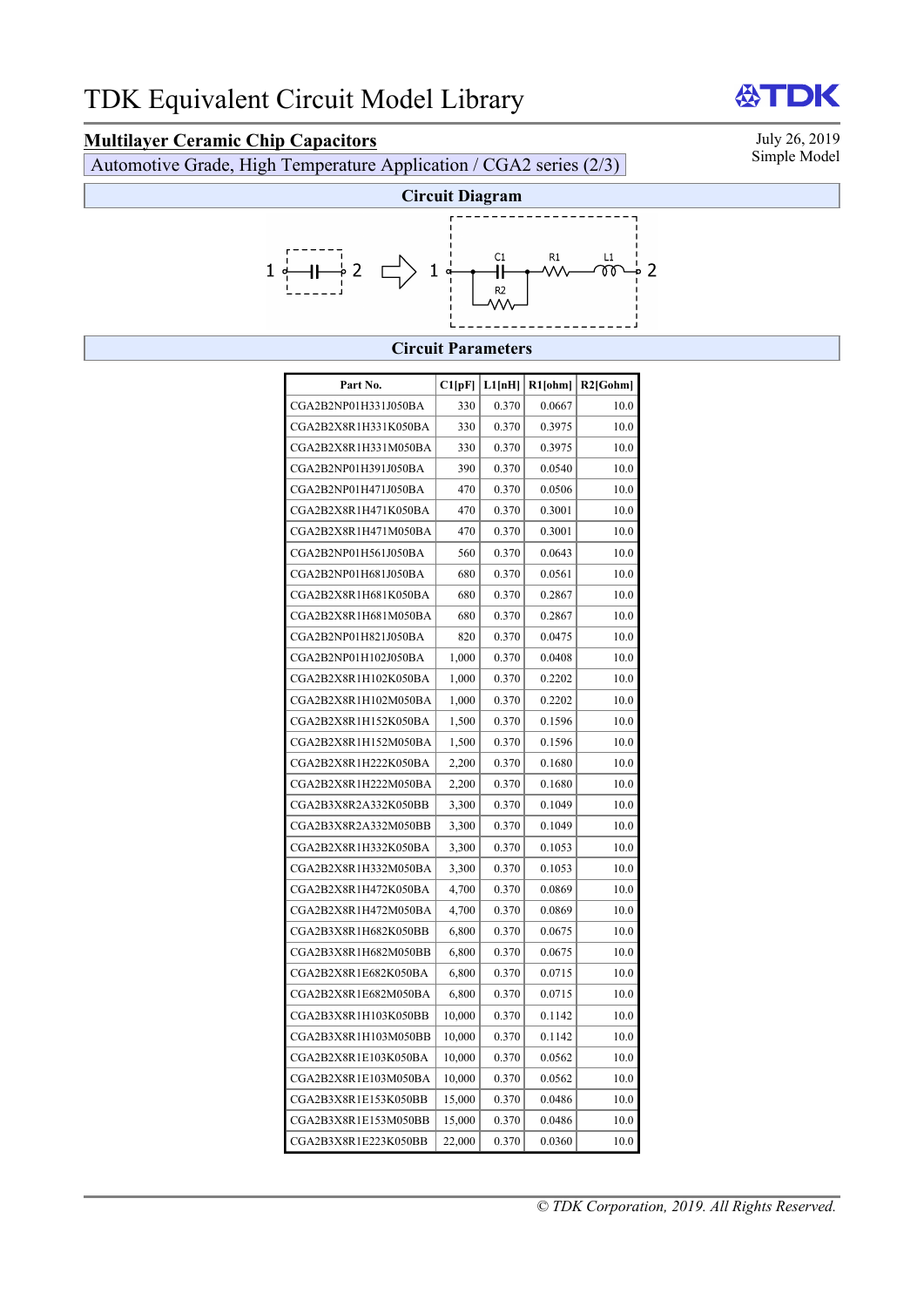# TDK Equivalent Circuit Model Library

## Multilayer Ceramic Chip Capacitors

Automotive Grade, High Temperature Application / CGA2 series (2/3)

July 26, 2019
Simple Model

### Circuit Diagram

1 —||— 2 ⇨ 1 — C1 (parallel R2) — R1 — L1 — 2

### Circuit Parameters

| Part No. | C1[pF] | L1[nH] | R1[ohm] | R2[Gohm] |
|---|---|---|---|---|
| CGA2B2NP01H331J050BA | 330 | 0.370 | 0.0667 | 10.0 |
| CGA2B2X8R1H331K050BA | 330 | 0.370 | 0.3975 | 10.0 |
| CGA2B2X8R1H331M050BA | 330 | 0.370 | 0.3975 | 10.0 |
| CGA2B2NP01H391J050BA | 390 | 0.370 | 0.0540 | 10.0 |
| CGA2B2NP01H471J050BA | 470 | 0.370 | 0.0506 | 10.0 |
| CGA2B2X8R1H471K050BA | 470 | 0.370 | 0.3001 | 10.0 |
| CGA2B2X8R1H471M050BA | 470 | 0.370 | 0.3001 | 10.0 |
| CGA2B2NP01H561J050BA | 560 | 0.370 | 0.0643 | 10.0 |
| CGA2B2NP01H681J050BA | 680 | 0.370 | 0.0561 | 10.0 |
| CGA2B2X8R1H681K050BA | 680 | 0.370 | 0.2867 | 10.0 |
| CGA2B2X8R1H681M050BA | 680 | 0.370 | 0.2867 | 10.0 |
| CGA2B2NP01H821J050BA | 820 | 0.370 | 0.0475 | 10.0 |
| CGA2B2NP01H102J050BA | 1,000 | 0.370 | 0.0408 | 10.0 |
| CGA2B2X8R1H102K050BA | 1,000 | 0.370 | 0.2202 | 10.0 |
| CGA2B2X8R1H102M050BA | 1,000 | 0.370 | 0.2202 | 10.0 |
| CGA2B2X8R1H152K050BA | 1,500 | 0.370 | 0.1596 | 10.0 |
| CGA2B2X8R1H152M050BA | 1,500 | 0.370 | 0.1596 | 10.0 |
| CGA2B2X8R1H222K050BA | 2,200 | 0.370 | 0.1680 | 10.0 |
| CGA2B2X8R1H222M050BA | 2,200 | 0.370 | 0.1680 | 10.0 |
| CGA2B3X8R2A332K050BB | 3,300 | 0.370 | 0.1049 | 10.0 |
| CGA2B3X8R2A332M050BB | 3,300 | 0.370 | 0.1049 | 10.0 |
| CGA2B2X8R1H332K050BA | 3,300 | 0.370 | 0.1053 | 10.0 |
| CGA2B2X8R1H332M050BA | 3,300 | 0.370 | 0.1053 | 10.0 |
| CGA2B2X8R1H472K050BA | 4,700 | 0.370 | 0.0869 | 10.0 |
| CGA2B2X8R1H472M050BA | 4,700 | 0.370 | 0.0869 | 10.0 |
| CGA2B3X8R1H682K050BB | 6,800 | 0.370 | 0.0675 | 10.0 |
| CGA2B3X8R1H682M050BB | 6,800 | 0.370 | 0.0675 | 10.0 |
| CGA2B2X8R1E682K050BA | 6,800 | 0.370 | 0.0715 | 10.0 |
| CGA2B2X8R1E682M050BA | 6,800 | 0.370 | 0.0715 | 10.0 |
| CGA2B3X8R1H103K050BB | 10,000 | 0.370 | 0.1142 | 10.0 |
| CGA2B3X8R1H103M050BB | 10,000 | 0.370 | 0.1142 | 10.0 |
| CGA2B2X8R1E103K050BA | 10,000 | 0.370 | 0.0562 | 10.0 |
| CGA2B2X8R1E103M050BA | 10,000 | 0.370 | 0.0562 | 10.0 |
| CGA2B3X8R1E153K050BB | 15,000 | 0.370 | 0.0486 | 10.0 |
| CGA2B3X8R1E153M050BB | 15,000 | 0.370 | 0.0486 | 10.0 |
| CGA2B3X8R1E223K050BB | 22,000 | 0.370 | 0.0360 | 10.0 |

*© TDK Corporation, 2019. All Rights Reserved.*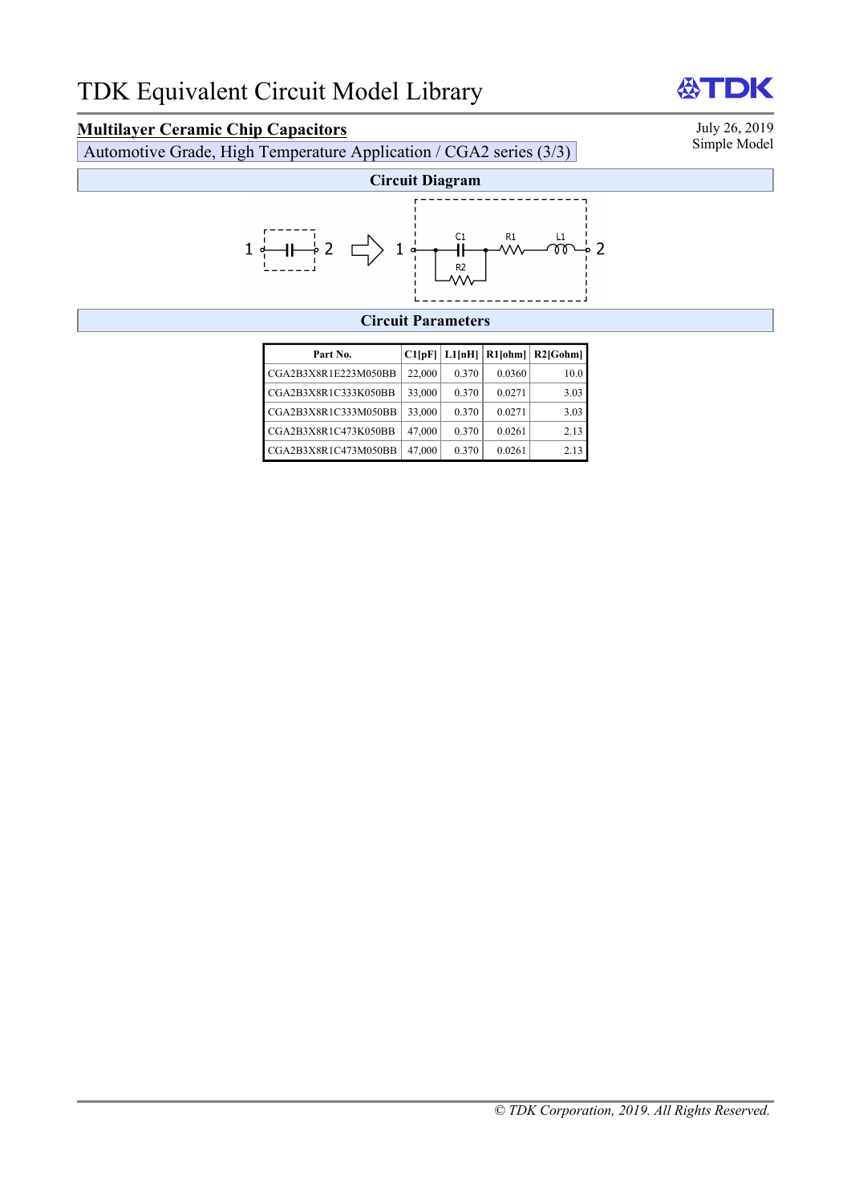# TDK Equivalent Circuit Model Library

**Multilayer Ceramic Chip Capacitors**

Automotive Grade, High Temperature Application / CGA2 series (3/3)

July 26, 2019
Simple Model

## Circuit Diagram

1 2 ⇨ 1 C1 R1 L1 2
R2

## Circuit Parameters

| Part No. | C1[pF] | L1[nH] | R1[ohm] | R2[Gohm] |
|---|---|---|---|---|
| CGA2B3X8R1E223M050BB | 22,000 | 0.370 | 0.0360 | 10.0 |
| CGA2B3X8R1C333K050BB | 33,000 | 0.370 | 0.0271 | 3.03 |
| CGA2B3X8R1C333M050BB | 33,000 | 0.370 | 0.0271 | 3.03 |
| CGA2B3X8R1C473K050BB | 47,000 | 0.370 | 0.0261 | 2.13 |
| CGA2B3X8R1C473M050BB | 47,000 | 0.370 | 0.0261 | 2.13 |

*© TDK Corporation, 2019. All Rights Reserved.*